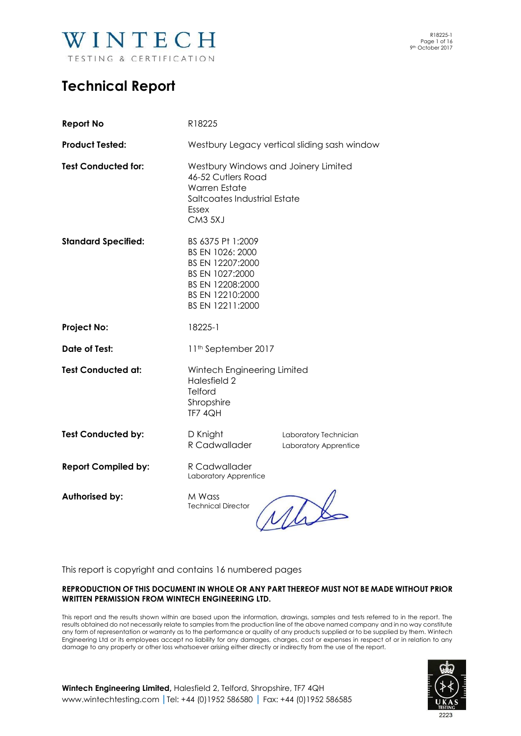WINTECH

TESTING & CERTIFICATION

# Technical Report

| | | |
|---|---|---|
| **Report No** | R18225 | |
| **Product Tested:** | Westbury Legacy vertical sliding sash window | |
| **Test Conducted for:** | Westbury Windows and Joinery Limited<br>46-52 Cutlers Road<br>Warren Estate<br>Saltcoates Industrial Estate<br>Essex<br>CM3 5XJ | |
| **Standard Specified:** | BS 6375 Pt 1:2009<br>BS EN 1026: 2000<br>BS EN 12207:2000<br>BS EN 1027:2000<br>BS EN 12208:2000<br>BS EN 12210:2000<br>BS EN 12211:2000 | |
| **Project No:** | 18225-1 | |
| **Date of Test:** | 11th September 2017 | |
| **Test Conducted at:** | Wintech Engineering Limited<br>Halesfield 2<br>Telford<br>Shropshire<br>TF7 4QH | |
| **Test Conducted by:** | D Knight<br>R Cadwallader | Laboratory Technician<br>Laboratory Apprentice |
| **Report Compiled by:** | R Cadwallader<br>Laboratory Apprentice | |
| **Authorised by:** | M Wass<br>Technical Director | |

This report is copyright and contains 16 numbered pages

**REPRODUCTION OF THIS DOCUMENT IN WHOLE OR ANY PART THEREOF MUST NOT BE MADE WITHOUT PRIOR WRITTEN PERMISSION FROM WINTECH ENGINEERING LTD.**

This report and the results shown within are based upon the information, drawings, samples and tests referred to in the report. The results obtained do not necessarily relate to samples from the production line of the above named company and in no way constitute any form of representation or warranty as to the performance or quality of any products supplied or to be supplied by them. Wintech Engineering Ltd or its employees accept no liability for any damages, charges, cost or expenses in respect of or in relation to any damage to any property or other loss whatsoever arising either directly or indirectly from the use of the report.

**Wintech Engineering Limited,** Halesfield 2, Telford, Shropshire, TF7 4QH
www.wintechtesting.com | Tel: +44 (0)1952 586580 | Fax: +44 (0)1952 586585

UKAS TESTING 2223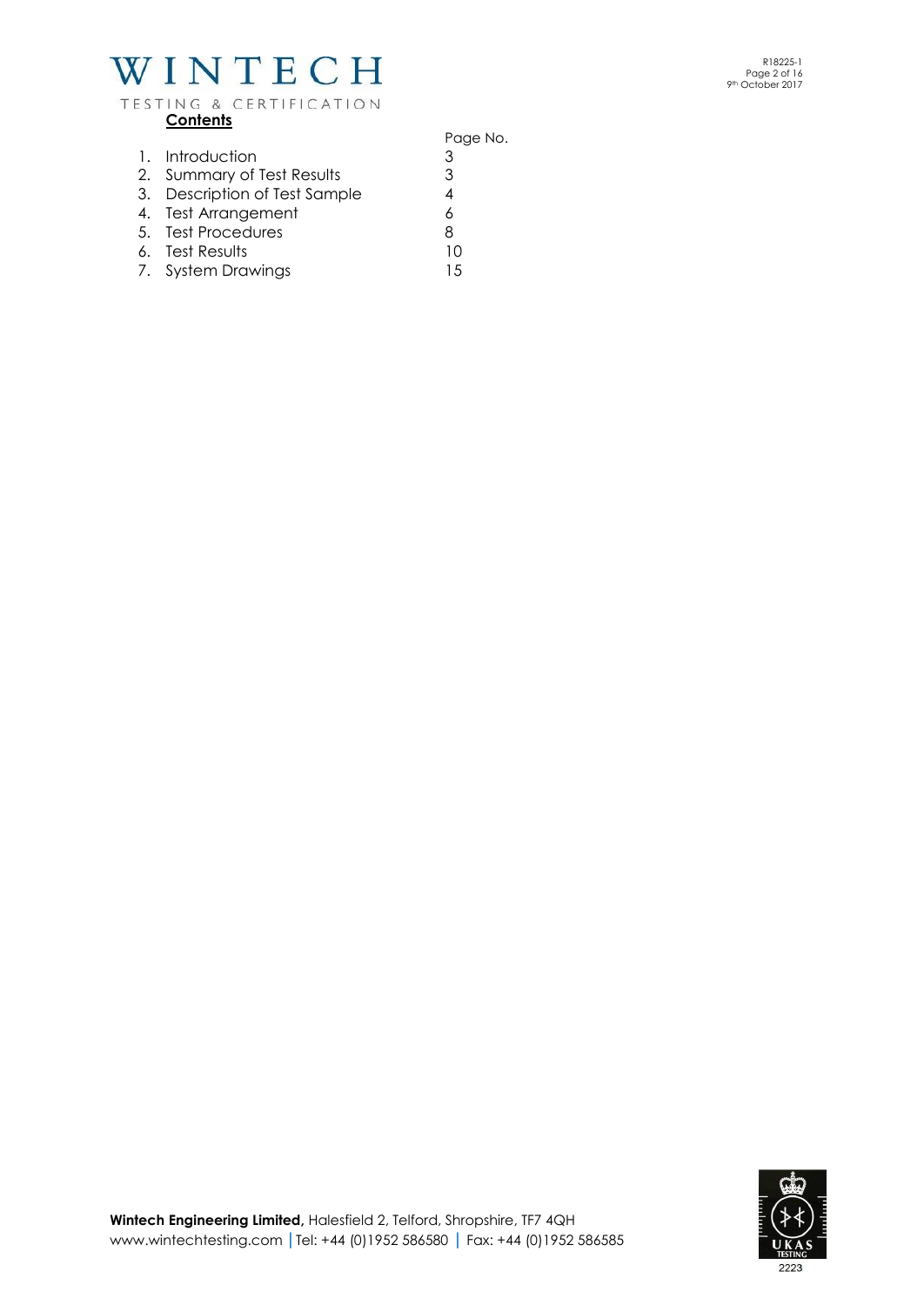## Contents

| | | Page No. |
|---|---|---|
| 1. | Introduction | 3 |
| 2. | Summary of Test Results | 3 |
| 3. | Description of Test Sample | 4 |
| 4. | Test Arrangement | 6 |
| 5. | Test Procedures | 8 |
| 6. | Test Results | 10 |
| 7. | System Drawings | 15 |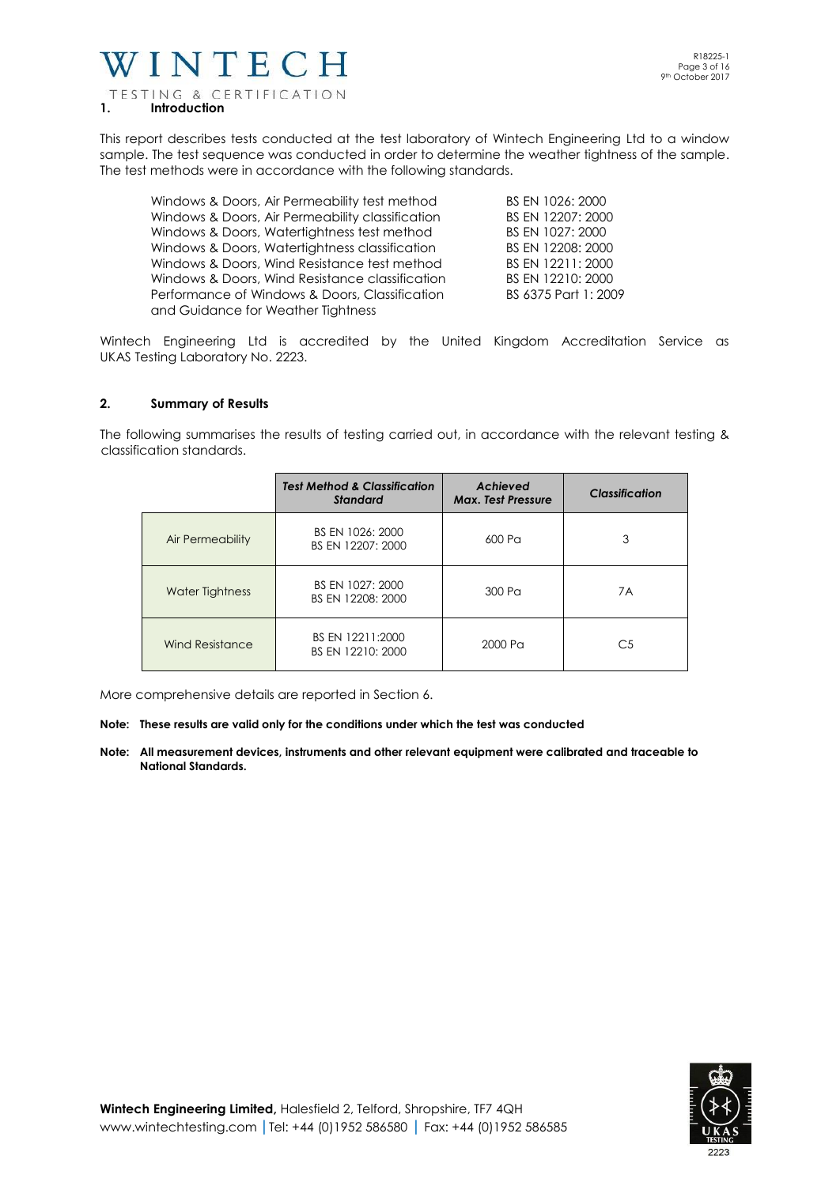## 1. Introduction

This report describes tests conducted at the test laboratory of Wintech Engineering Ltd to a window sample. The test sequence was conducted in order to determine the weather tightness of the sample. The test methods were in accordance with the following standards.

| | |
|---|---|
| Windows & Doors, Air Permeability test method | BS EN 1026: 2000 |
| Windows & Doors, Air Permeability classification | BS EN 12207: 2000 |
| Windows & Doors, Watertightness test method | BS EN 1027: 2000 |
| Windows & Doors, Watertightness classification | BS EN 12208: 2000 |
| Windows & Doors, Wind Resistance test method | BS EN 12211: 2000 |
| Windows & Doors, Wind Resistance classification | BS EN 12210: 2000 |
| Performance of Windows & Doors, Classification and Guidance for Weather Tightness | BS 6375 Part 1: 2009 |

Wintech Engineering Ltd is accredited by the United Kingdom Accreditation Service as UKAS Testing Laboratory No. 2223.

## 2. Summary of Results

The following summarises the results of testing carried out, in accordance with the relevant testing & classification standards.

| | ***Test Method & Classification Standard*** | ***Achieved Max. Test Pressure*** | ***Classification*** |
|---|---|---|---|
| Air Permeability | BS EN 1026: 2000<br>BS EN 12207: 2000 | 600 Pa | 3 |
| Water Tightness | BS EN 1027: 2000<br>BS EN 12208: 2000 | 300 Pa | 7A |
| Wind Resistance | BS EN 12211:2000<br>BS EN 12210: 2000 | 2000 Pa | C5 |

More comprehensive details are reported in Section 6.

**Note: These results are valid only for the conditions under which the test was conducted**

**Note: All measurement devices, instruments and other relevant equipment were calibrated and traceable to National Standards.**

**Wintech Engineering Limited,** Halesfield 2, Telford, Shropshire, TF7 4QH
www.wintechtesting.com | Tel: +44 (0)1952 586580 | Fax: +44 (0)1952 586585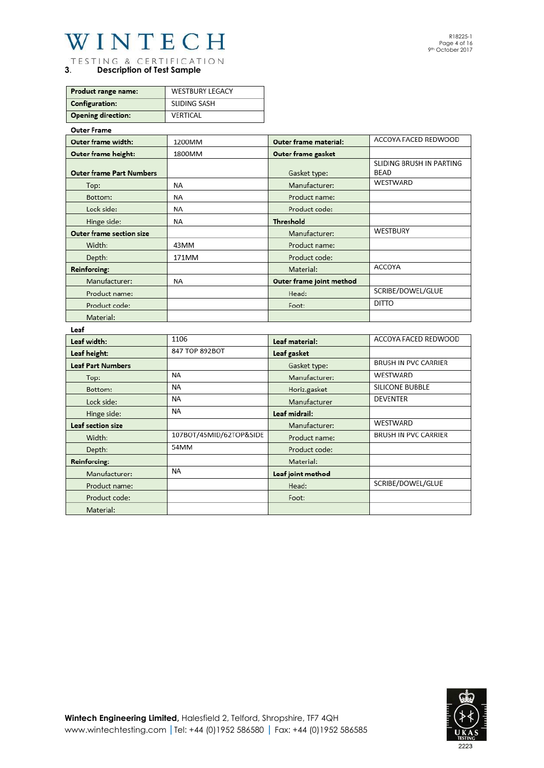## 3. Description of Test Sample

| Product range name: | WESTBURY LEGACY |
|---|---|
| Configuration: | SLIDING SASH |
| Opening direction: | VERTICAL |

**Outer Frame**

| Outer frame width: | 1200MM | Outer frame material: | ACCOYA FACED REDWOOD |
|---|---|---|---|
| Outer frame height: | 1800MM | Outer frame gasket | |
| Outer frame Part Numbers | | Gasket type: | SLIDING BRUSH IN PARTING BEAD |
| Top: | NA | Manufacturer: | WESTWARD |
| Bottom: | NA | Product name: | |
| Lock side: | NA | Product code: | |
| Hinge side: | NA | Threshold | |
| Outer frame section size | | Manufacturer: | WESTBURY |
| Width: | 43MM | Product name: | |
| Depth: | 171MM | Product code: | |
| Reinforcing: | | Material: | ACCOYA |
| Manufacturer: | NA | Outer frame joint method | |
| Product name: | | Head: | SCRIBE/DOWEL/GLUE |
| Product code: | | Foot: | DITTO |
| Material: | | | |

**Leaf**

| Leaf width: | 1106 | Leaf material: | ACCOYA FACED REDWOOD |
|---|---|---|---|
| Leaf height: | 847 TOP 892BOT | Leaf gasket | |
| Leaf Part Numbers | | Gasket type: | BRUSH IN PVC CARRIER |
| Top: | NA | Manufacturer: | WESTWARD |
| Bottom: | NA | Horiz.gasket | SILICONE BUBBLE |
| Lock side: | NA | Manufacturer | DEVENTER |
| Hinge side: | NA | Leaf midrail: | |
| Leaf section size | | Manufacturer: | WESTWARD |
| Width: | 107BOT/45MID/62TOP&SIDE | Product name: | BRUSH IN PVC CARRIER |
| Depth: | 54MM | Product code: | |
| Reinforcing: | | Material: | |
| Manufacturer: | NA | Leaf joint method | |
| Product name: | | Head: | SCRIBE/DOWEL/GLUE |
| Product code: | | Foot: | |
| Material: | | | |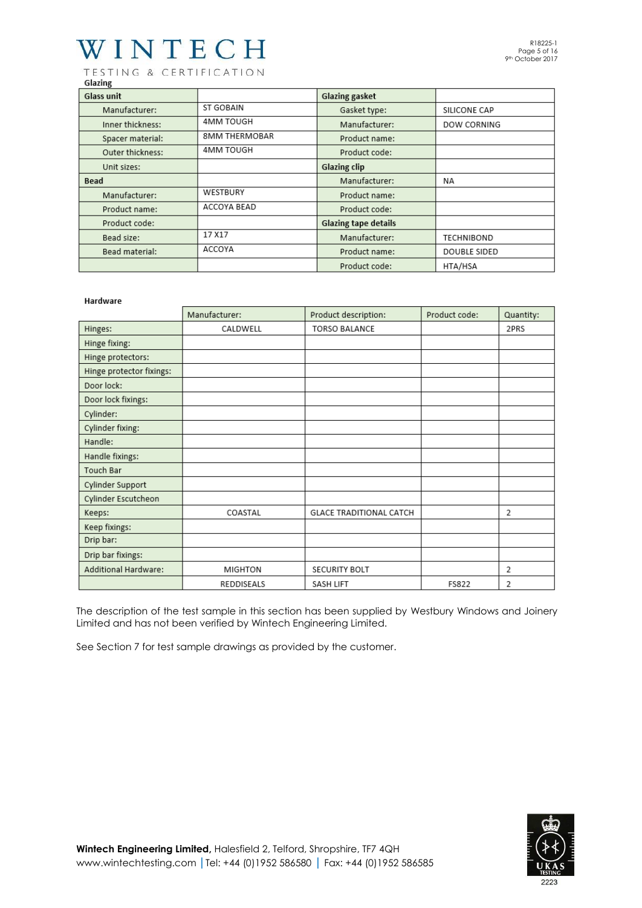### Glazing

| Glass unit | | Glazing gasket | |
|---|---|---|---|
| Manufacturer: | ST GOBAIN | Gasket type: | SILICONE CAP |
| Inner thickness: | 4MM TOUGH | Manufacturer: | DOW CORNING |
| Spacer material: | 8MM THERMOBAR | Product name: | |
| Outer thickness: | 4MM TOUGH | Product code: | |
| Unit sizes: | | **Glazing clip** | |
| **Bead** | | Manufacturer: | NA |
| Manufacturer: | WESTBURY | Product name: | |
| Product name: | ACCOYA BEAD | Product code: | |
| Product code: | | **Glazing tape details** | |
| Bead size: | 17 X17 | Manufacturer: | TECHNIBOND |
| Bead material: | ACCOYA | Product name: | DOUBLE SIDED |
| | | Product code: | HTA/HSA |

### Hardware

| | Manufacturer: | Product description: | Product code: | Quantity: |
|---|---|---|---|---|
| Hinges: | CALDWELL | TORSO BALANCE | | 2PRS |
| Hinge fixing: | | | | |
| Hinge protectors: | | | | |
| Hinge protector fixings: | | | | |
| Door lock: | | | | |
| Door lock fixings: | | | | |
| Cylinder: | | | | |
| Cylinder fixing: | | | | |
| Handle: | | | | |
| Handle fixings: | | | | |
| Touch Bar | | | | |
| Cylinder Support | | | | |
| Cylinder Escutcheon | | | | |
| Keeps: | COASTAL | GLACE TRADITIONAL CATCH | | 2 |
| Keep fixings: | | | | |
| Drip bar: | | | | |
| Drip bar fixings: | | | | |
| Additional Hardware: | MIGHTON | SECURITY BOLT | | 2 |
| | REDDISEALS | SASH LIFT | FS822 | 2 |

The description of the test sample in this section has been supplied by Westbury Windows and Joinery Limited and has not been verified by Wintech Engineering Limited.

See Section 7 for test sample drawings as provided by the customer.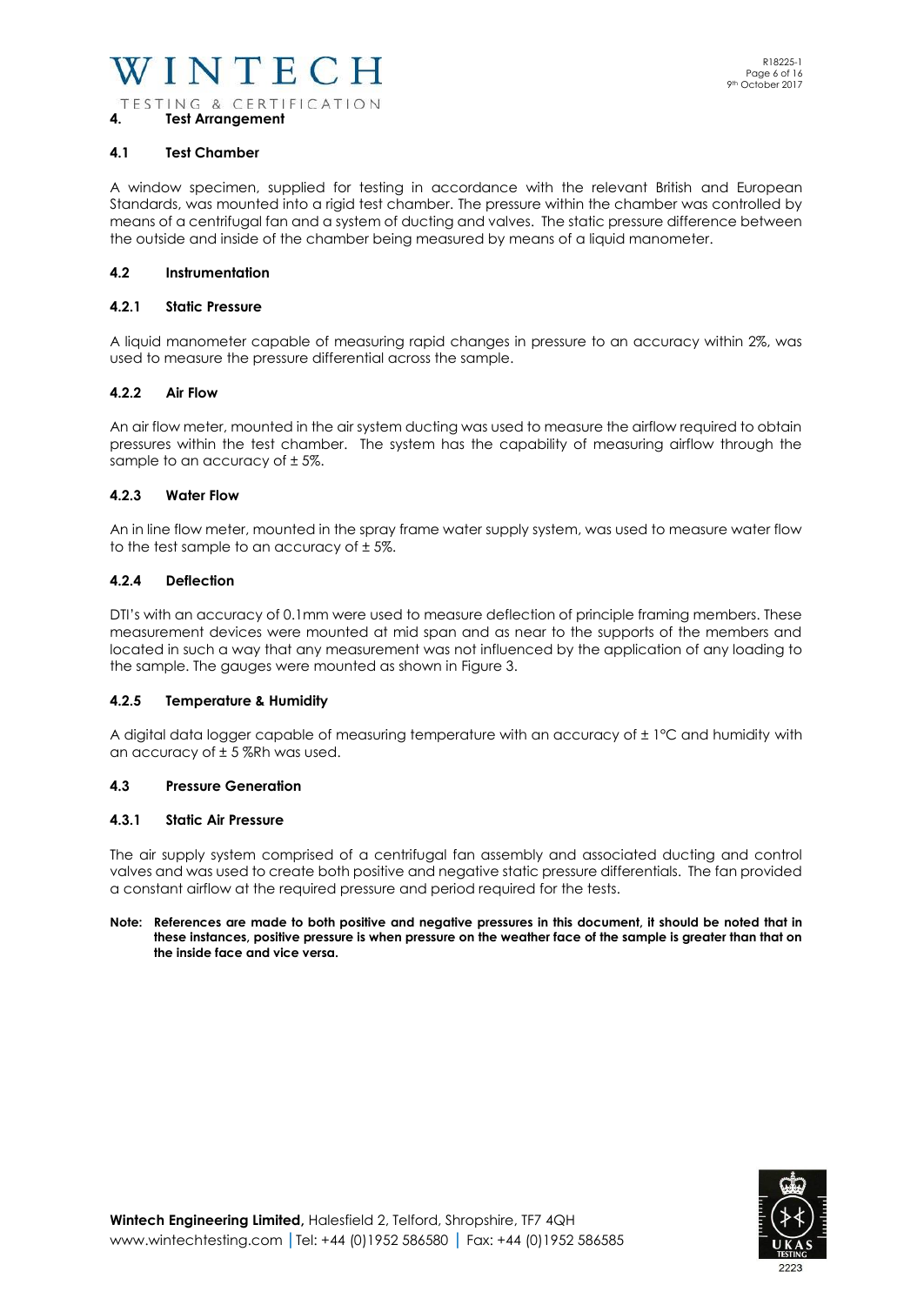## 4. Test Arrangement

### 4.1 Test Chamber

A window specimen, supplied for testing in accordance with the relevant British and European Standards, was mounted into a rigid test chamber. The pressure within the chamber was controlled by means of a centrifugal fan and a system of ducting and valves. The static pressure difference between the outside and inside of the chamber being measured by means of a liquid manometer.

### 4.2 Instrumentation

#### 4.2.1 Static Pressure

A liquid manometer capable of measuring rapid changes in pressure to an accuracy within 2%, was used to measure the pressure differential across the sample.

#### 4.2.2 Air Flow

An air flow meter, mounted in the air system ducting was used to measure the airflow required to obtain pressures within the test chamber. The system has the capability of measuring airflow through the sample to an accuracy of ± 5%.

#### 4.2.3 Water Flow

An in line flow meter, mounted in the spray frame water supply system, was used to measure water flow to the test sample to an accuracy of ± 5%.

#### 4.2.4 Deflection

DTI's with an accuracy of 0.1mm were used to measure deflection of principle framing members. These measurement devices were mounted at mid span and as near to the supports of the members and located in such a way that any measurement was not influenced by the application of any loading to the sample. The gauges were mounted as shown in Figure 3.

#### 4.2.5 Temperature & Humidity

A digital data logger capable of measuring temperature with an accuracy of ± 1°C and humidity with an accuracy of ± 5 %Rh was used.

### 4.3 Pressure Generation

#### 4.3.1 Static Air Pressure

The air supply system comprised of a centrifugal fan assembly and associated ducting and control valves and was used to create both positive and negative static pressure differentials. The fan provided a constant airflow at the required pressure and period required for the tests.

**Note: References are made to both positive and negative pressures in this document, it should be noted that in these instances, positive pressure is when pressure on the weather face of the sample is greater than that on the inside face and vice versa.**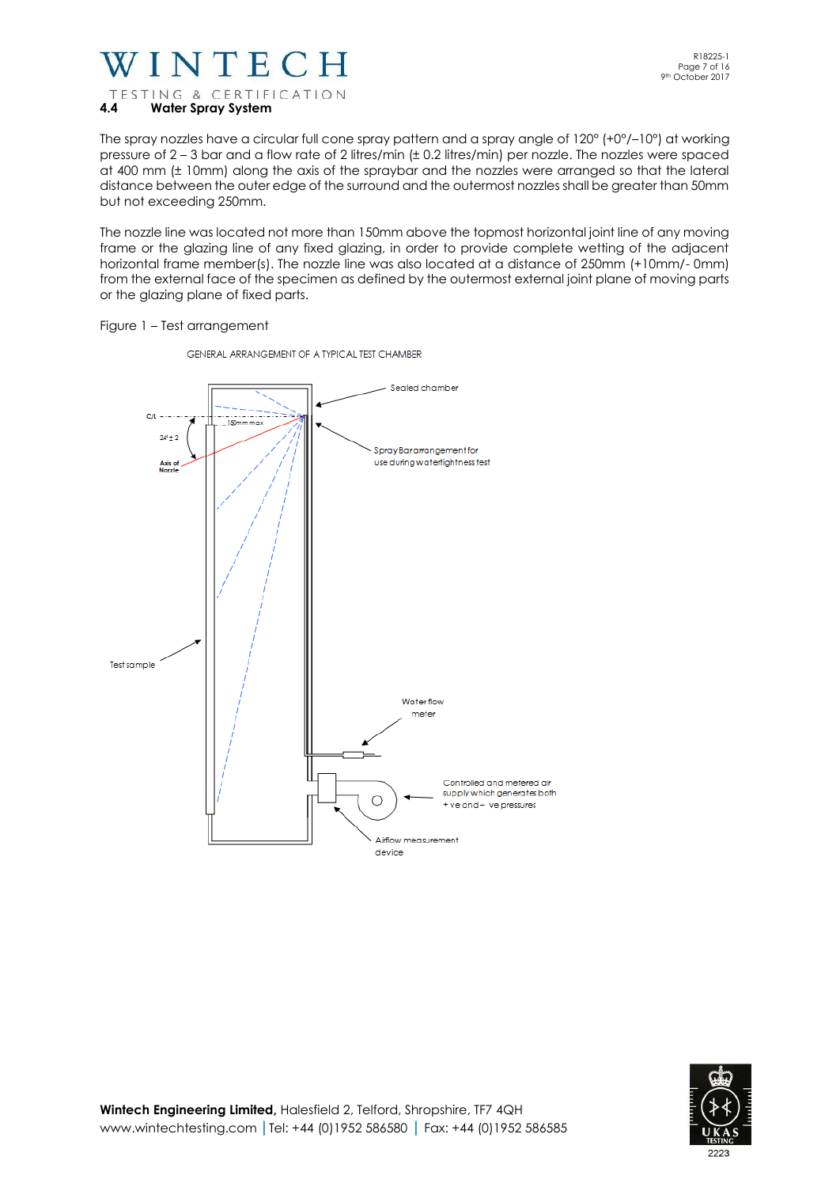## 4.4 Water Spray System

The spray nozzles have a circular full cone spray pattern and a spray angle of 120° (+0°/–10°) at working pressure of 2 – 3 bar and a flow rate of 2 litres/min (± 0.2 litres/min) per nozzle. The nozzles were spaced at 400 mm (± 10mm) along the axis of the spraybar and the nozzles were arranged so that the lateral distance between the outer edge of the surround and the outermost nozzles shall be greater than 50mm but not exceeding 250mm.

The nozzle line was located not more than 150mm above the topmost horizontal joint line of any moving frame or the glazing line of any fixed glazing, in order to provide complete wetting of the adjacent horizontal frame member(s). The nozzle line was also located at a distance of 250mm (+10mm/- 0mm) from the external face of the specimen as defined by the outermost external joint plane of moving parts or the glazing plane of fixed parts.

Figure 1 – Test arrangement

GENERAL ARRANGEMENT OF A TYPICAL TEST CHAMBER

Sealed chamber

C/L

150mm max

24° ± 2

Axis of Nozzle

Spray Bar arrangement for use during watertightness test

Test sample

Water flow meter

Controlled and metered air supply which generates both + ve and – ve pressures

Airflow measurement device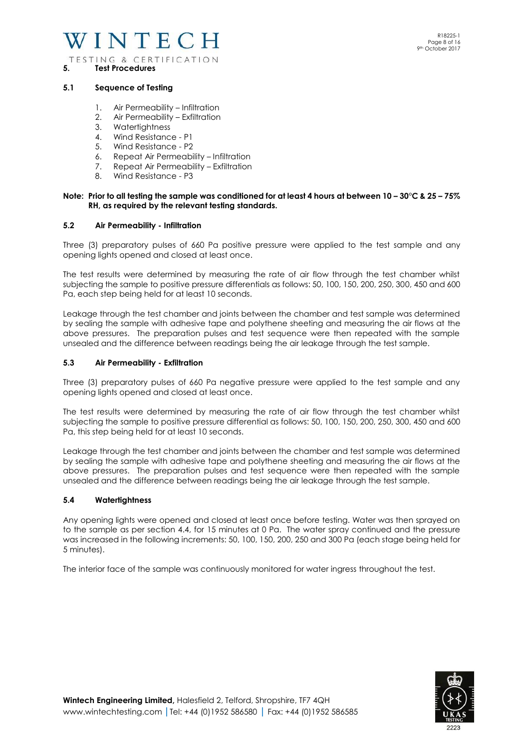## 5. Test Procedures

### 5.1 Sequence of Testing

1. Air Permeability – Infiltration
2. Air Permeability – Exfiltration
3. Watertightness
4. Wind Resistance - P1
5. Wind Resistance - P2
6. Repeat Air Permeability – Infiltration
7. Repeat Air Permeability – Exfiltration
8. Wind Resistance - P3

**Note: Prior to all testing the sample was conditioned for at least 4 hours at between 10 – 30°C & 25 – 75% RH, as required by the relevant testing standards.**

### 5.2 Air Permeability - Infiltration

Three (3) preparatory pulses of 660 Pa positive pressure were applied to the test sample and any opening lights opened and closed at least once.

The test results were determined by measuring the rate of air flow through the test chamber whilst subjecting the sample to positive pressure differentials as follows: 50, 100, 150, 200, 250, 300, 450 and 600 Pa, each step being held for at least 10 seconds.

Leakage through the test chamber and joints between the chamber and test sample was determined by sealing the sample with adhesive tape and polythene sheeting and measuring the air flows at the above pressures. The preparation pulses and test sequence were then repeated with the sample unsealed and the difference between readings being the air leakage through the test sample.

### 5.3 Air Permeability - Exfiltration

Three (3) preparatory pulses of 660 Pa negative pressure were applied to the test sample and any opening lights opened and closed at least once.

The test results were determined by measuring the rate of air flow through the test chamber whilst subjecting the sample to positive pressure differential as follows: 50, 100, 150, 200, 250, 300, 450 and 600 Pa, this step being held for at least 10 seconds.

Leakage through the test chamber and joints between the chamber and test sample was determined by sealing the sample with adhesive tape and polythene sheeting and measuring the air flows at the above pressures. The preparation pulses and test sequence were then repeated with the sample unsealed and the difference between readings being the air leakage through the test sample.

### 5.4 Watertightness

Any opening lights were opened and closed at least once before testing. Water was then sprayed on to the sample as per section 4.4, for 15 minutes at 0 Pa. The water spray continued and the pressure was increased in the following increments: 50, 100, 150, 200, 250 and 300 Pa (each stage being held for 5 minutes).

The interior face of the sample was continuously monitored for water ingress throughout the test.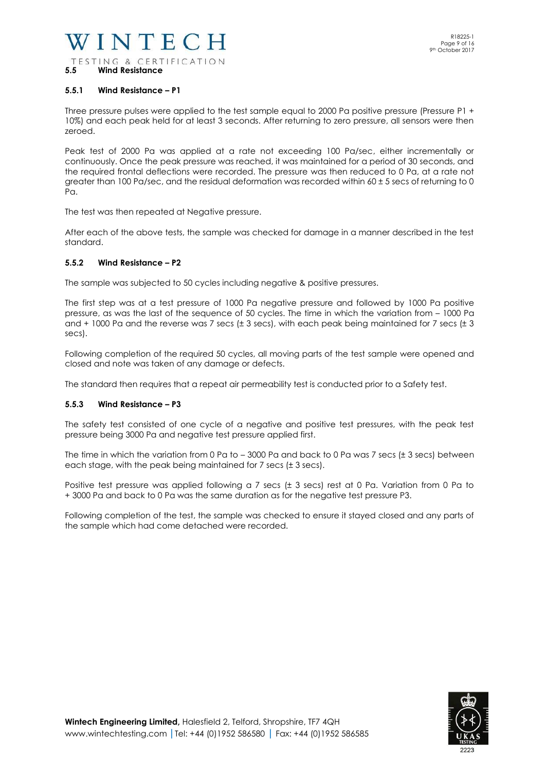## 5.5 Wind Resistance

### 5.5.1 Wind Resistance – P1

Three pressure pulses were applied to the test sample equal to 2000 Pa positive pressure (Pressure P1 + 10%) and each peak held for at least 3 seconds. After returning to zero pressure, all sensors were then zeroed.

Peak test of 2000 Pa was applied at a rate not exceeding 100 Pa/sec, either incrementally or continuously. Once the peak pressure was reached, it was maintained for a period of 30 seconds, and the required frontal deflections were recorded. The pressure was then reduced to 0 Pa, at a rate not greater than 100 Pa/sec, and the residual deformation was recorded within 60 ± 5 secs of returning to 0 Pa.

The test was then repeated at Negative pressure.

After each of the above tests, the sample was checked for damage in a manner described in the test standard.

### 5.5.2 Wind Resistance – P2

The sample was subjected to 50 cycles including negative & positive pressures.

The first step was at a test pressure of 1000 Pa negative pressure and followed by 1000 Pa positive pressure, as was the last of the sequence of 50 cycles. The time in which the variation from – 1000 Pa and + 1000 Pa and the reverse was 7 secs (± 3 secs), with each peak being maintained for 7 secs (± 3 secs).

Following completion of the required 50 cycles, all moving parts of the test sample were opened and closed and note was taken of any damage or defects.

The standard then requires that a repeat air permeability test is conducted prior to a Safety test.

### 5.5.3 Wind Resistance – P3

The safety test consisted of one cycle of a negative and positive test pressures, with the peak test pressure being 3000 Pa and negative test pressure applied first.

The time in which the variation from 0 Pa to – 3000 Pa and back to 0 Pa was 7 secs (± 3 secs) between each stage, with the peak being maintained for 7 secs (± 3 secs).

Positive test pressure was applied following a 7 secs (± 3 secs) rest at 0 Pa. Variation from 0 Pa to + 3000 Pa and back to 0 Pa was the same duration as for the negative test pressure P3.

Following completion of the test, the sample was checked to ensure it stayed closed and any parts of the sample which had come detached were recorded.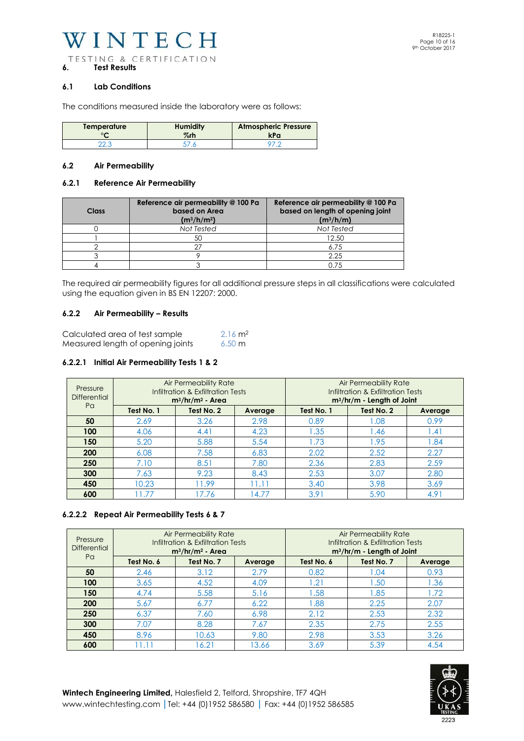## 6. Test Results

### 6.1 Lab Conditions

The conditions measured inside the laboratory were as follows:

| Temperature °C | Humidity %rh | Atmospheric Pressure kPa |
|---|---|---|
| 22.3 | 57.6 | 97.2 |

### 6.2 Air Permeability

#### 6.2.1 Reference Air Permeability

| Class | Reference air permeability @ 100 Pa based on Area (m³/h/m²) | Reference air permeability @ 100 Pa based on length of opening joint (m³/h/m) |
|---|---|---|
| 0 | *Not Tested* | *Not Tested* |
| 1 | 50 | 12.50 |
| 2 | 27 | 6.75 |
| 3 | 9 | 2.25 |
| 4 | 3 | 0.75 |

The required air permeability figures for all additional pressure steps in all classifications were calculated using the equation given in BS EN 12207: 2000.

#### 6.2.2 Air Permeability – Results

Calculated area of test sample 2.16 m²
Measured length of opening joints 6.50 m

##### 6.2.2.1 Initial Air Permeability Tests 1 & 2

| Pressure Differential Pa | Air Permeability Rate Infiltration & Exfiltration Tests m³/hr/m² - Area | | | Air Permeability Rate Infiltration & Exfiltration Tests m³/hr/m - Length of Joint | | |
|---|---|---|---|---|---|---|
| | Test No. 1 | Test No. 2 | Average | Test No. 1 | Test No. 2 | Average |
| **50** | 2.69 | 3.26 | 2.98 | 0.89 | 1.08 | 0.99 |
| **100** | 4.06 | 4.41 | 4.23 | 1.35 | 1.46 | 1.41 |
| **150** | 5.20 | 5.88 | 5.54 | 1.73 | 1.95 | 1.84 |
| **200** | 6.08 | 7.58 | 6.83 | 2.02 | 2.52 | 2.27 |
| **250** | 7.10 | 8.51 | 7.80 | 2.36 | 2.83 | 2.59 |
| **300** | 7.63 | 9.23 | 8.43 | 2.53 | 3.07 | 2.80 |
| **450** | 10.23 | 11.99 | 11.11 | 3.40 | 3.98 | 3.69 |
| **600** | 11.77 | 17.76 | 14.77 | 3.91 | 5.90 | 4.91 |

##### 6.2.2.2 Repeat Air Permeability Tests 6 & 7

| Pressure Differential Pa | Air Permeability Rate Infiltration & Exfiltration Tests m³/hr/m² - Area | | | Air Permeability Rate Infiltration & Exfiltration Tests m³/hr/m - Length of Joint | | |
|---|---|---|---|---|---|---|
| | Test No. 6 | Test No. 7 | Average | Test No. 6 | Test No. 7 | Average |
| **50** | 2.46 | 3.12 | 2.79 | 0.82 | 1.04 | 0.93 |
| **100** | 3.65 | 4.52 | 4.09 | 1.21 | 1.50 | 1.36 |
| **150** | 4.74 | 5.58 | 5.16 | 1.58 | 1.85 | 1.72 |
| **200** | 5.67 | 6.77 | 6.22 | 1.88 | 2.25 | 2.07 |
| **250** | 6.37 | 7.60 | 6.98 | 2.12 | 2.53 | 2.32 |
| **300** | 7.07 | 8.28 | 7.67 | 2.35 | 2.75 | 2.55 |
| **450** | 8.96 | 10.63 | 9.80 | 2.98 | 3.53 | 3.26 |
| **600** | 11.11 | 16.21 | 13.66 | 3.69 | 5.39 | 4.54 |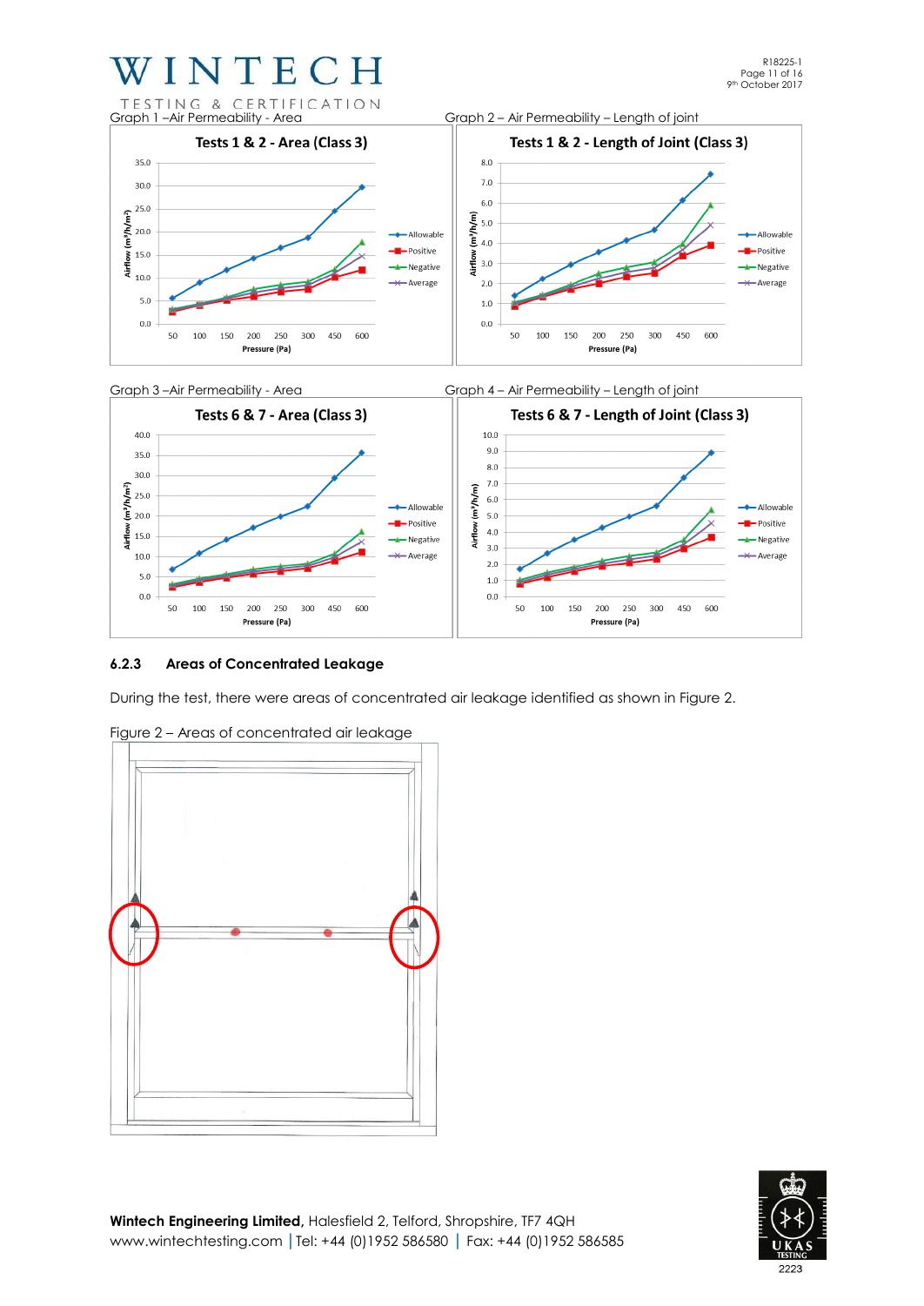Graph 1 – Air Permeability - Area

Graph 2 – Air Permeability – Length of joint

Graph 3 – Air Permeability - Area

Graph 4 – Air Permeability – Length of joint

### 6.2.3 Areas of Concentrated Leakage

During the test, there were areas of concentrated air leakage identified as shown in Figure 2.

Figure 2 – Areas of concentrated air leakage

**Wintech Engineering Limited,** Halesfield 2, Telford, Shropshire, TF7 4QH
www.wintechtesting.com | Tel: +44 (0)1952 586580 | Fax: +44 (0)1952 586585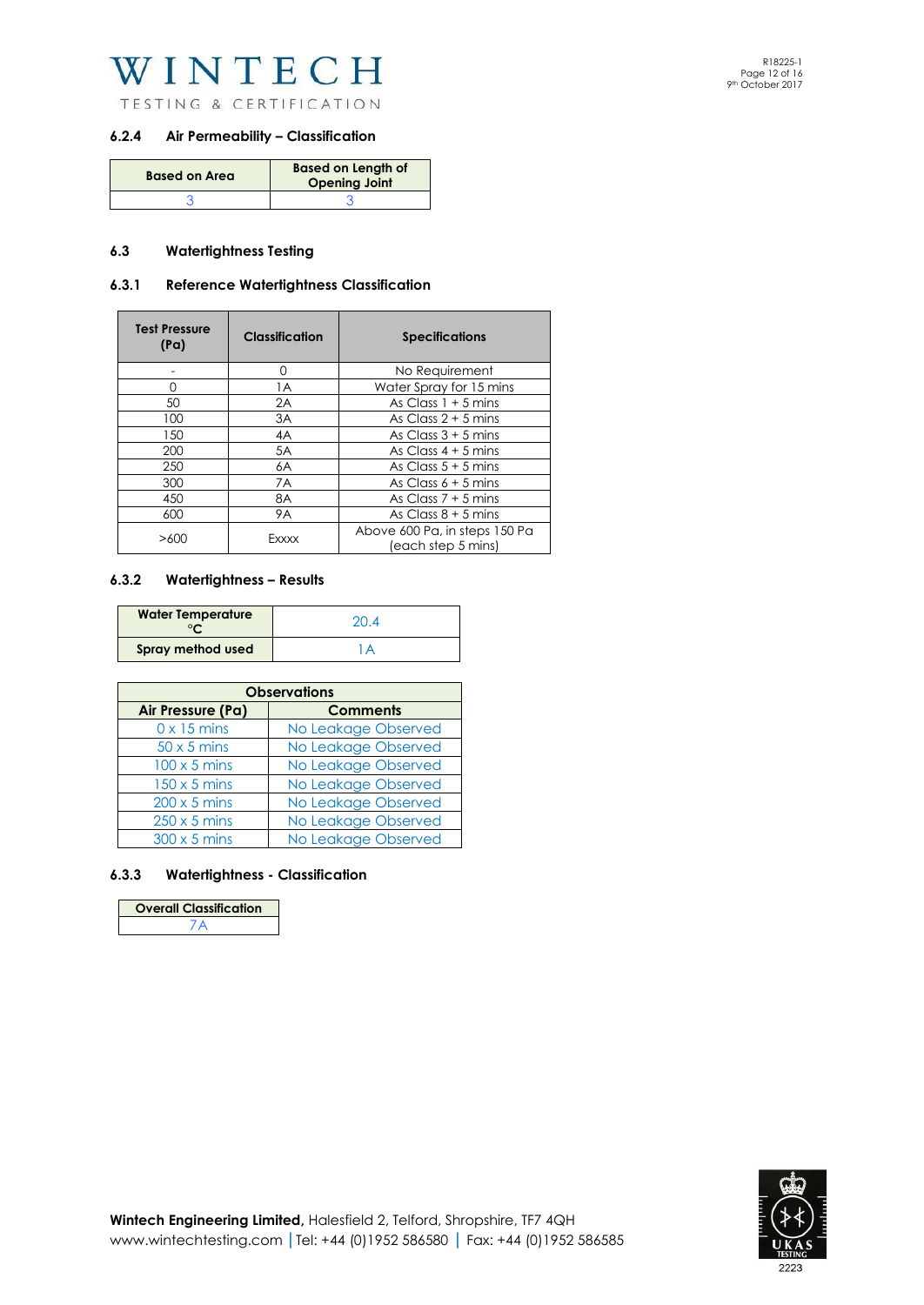### 6.2.4 Air Permeability – Classification

| Based on Area | Based on Length of Opening Joint |
|---|---|
| 3 | 3 |

## 6.3 Watertightness Testing

### 6.3.1 Reference Watertightness Classification

| Test Pressure (Pa) | Classification | Specifications |
|---|---|---|
| - | 0 | No Requirement |
| 0 | 1A | Water Spray for 15 mins |
| 50 | 2A | As Class 1 + 5 mins |
| 100 | 3A | As Class 2 + 5 mins |
| 150 | 4A | As Class 3 + 5 mins |
| 200 | 5A | As Class 4 + 5 mins |
| 250 | 6A | As Class 5 + 5 mins |
| 300 | 7A | As Class 6 + 5 mins |
| 450 | 8A | As Class 7 + 5 mins |
| 600 | 9A | As Class 8 + 5 mins |
| >600 | Exxxx | Above 600 Pa, in steps 150 Pa (each step 5 mins) |

### 6.3.2 Watertightness – Results

| Water Temperature °C | 20.4 |
|---|---|
| Spray method used | 1A |

| Observations | |
|---|---|
| Air Pressure (Pa) | Comments |
| 0 x 15 mins | No Leakage Observed |
| 50 x 5 mins | No Leakage Observed |
| 100 x 5 mins | No Leakage Observed |
| 150 x 5 mins | No Leakage Observed |
| 200 x 5 mins | No Leakage Observed |
| 250 x 5 mins | No Leakage Observed |
| 300 x 5 mins | No Leakage Observed |

### 6.3.3 Watertightness - Classification

| Overall Classification |
|---|
| 7A |

**Wintech Engineering Limited,** Halesfield 2, Telford, Shropshire, TF7 4QH
www.wintechtesting.com | Tel: +44 (0)1952 586580 | Fax: +44 (0)1952 586585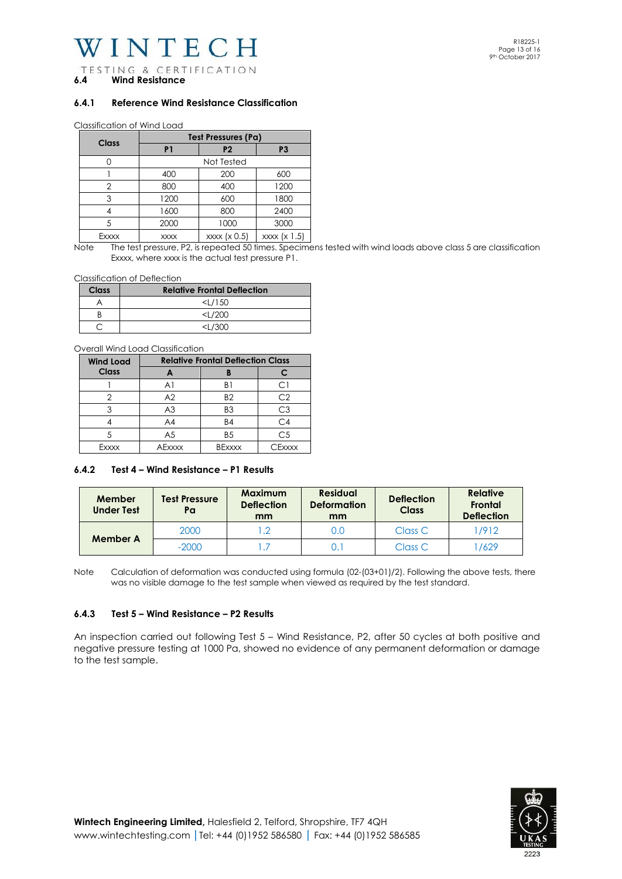### 6.4 Wind Resistance

#### 6.4.1 Reference Wind Resistance Classification

Classification of Wind Load

| Class | Test Pressures (Pa) | | |
|---|---|---|---|
| | P1 | P2 | P3 |
| 0 | Not Tested | | |
| 1 | 400 | 200 | 600 |
| 2 | 800 | 400 | 1200 |
| 3 | 1200 | 600 | 1800 |
| 4 | 1600 | 800 | 2400 |
| 5 | 2000 | 1000 | 3000 |
| Exxxx | xxxx | xxxx (x 0.5) | xxxx (x 1.5) |

Note The test pressure, P2, is repeated 50 times. Specimens tested with wind loads above class 5 are classification Exxxx, where xxxx is the actual test pressure P1.

Classification of Deflection

| Class | Relative Frontal Deflection |
|---|---|
| A | <L/150 |
| B | <L/200 |
| C | <L/300 |

Overall Wind Load Classification

| Wind Load Class | Relative Frontal Deflection Class | | |
|---|---|---|---|
| | A | B | C |
| 1 | A1 | B1 | C1 |
| 2 | A2 | B2 | C2 |
| 3 | A3 | B3 | C3 |
| 4 | A4 | B4 | C4 |
| 5 | A5 | B5 | C5 |
| Exxxx | AExxxx | BExxxx | CExxxx |

#### 6.4.2 Test 4 – Wind Resistance – P1 Results

| Member Under Test | Test Pressure Pa | Maximum Deflection mm | Residual Deformation mm | Deflection Class | Relative Frontal Deflection |
|---|---|---|---|---|---|
| Member A | 2000 | 1.2 | 0.0 | Class C | 1/912 |
| | -2000 | 1.7 | 0.1 | Class C | 1/629 |

Note Calculation of deformation was conducted using formula (02-(03+01)/2). Following the above tests, there was no visible damage to the test sample when viewed as required by the test standard.

#### 6.4.3 Test 5 – Wind Resistance – P2 Results

An inspection carried out following Test 5 – Wind Resistance, P2, after 50 cycles at both positive and negative pressure testing at 1000 Pa, showed no evidence of any permanent deformation or damage to the test sample.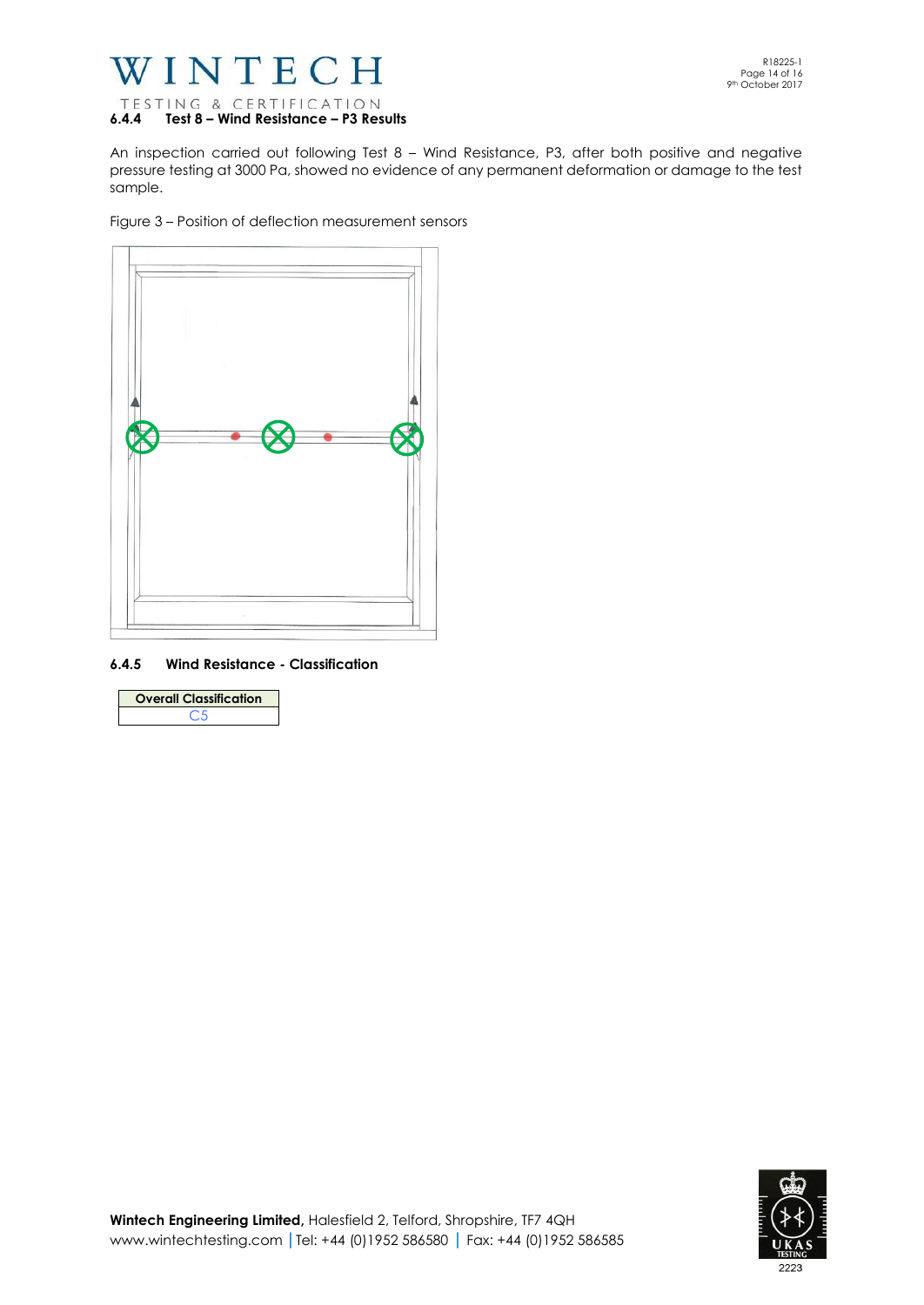#### 6.4.4 Test 8 – Wind Resistance – P3 Results

An inspection carried out following Test 8 – Wind Resistance, P3, after both positive and negative pressure testing at 3000 Pa, showed no evidence of any permanent deformation or damage to the test sample.

Figure 3 – Position of deflection measurement sensors

#### 6.4.5 Wind Resistance - Classification

| Overall Classification |
| --- |
| C5 |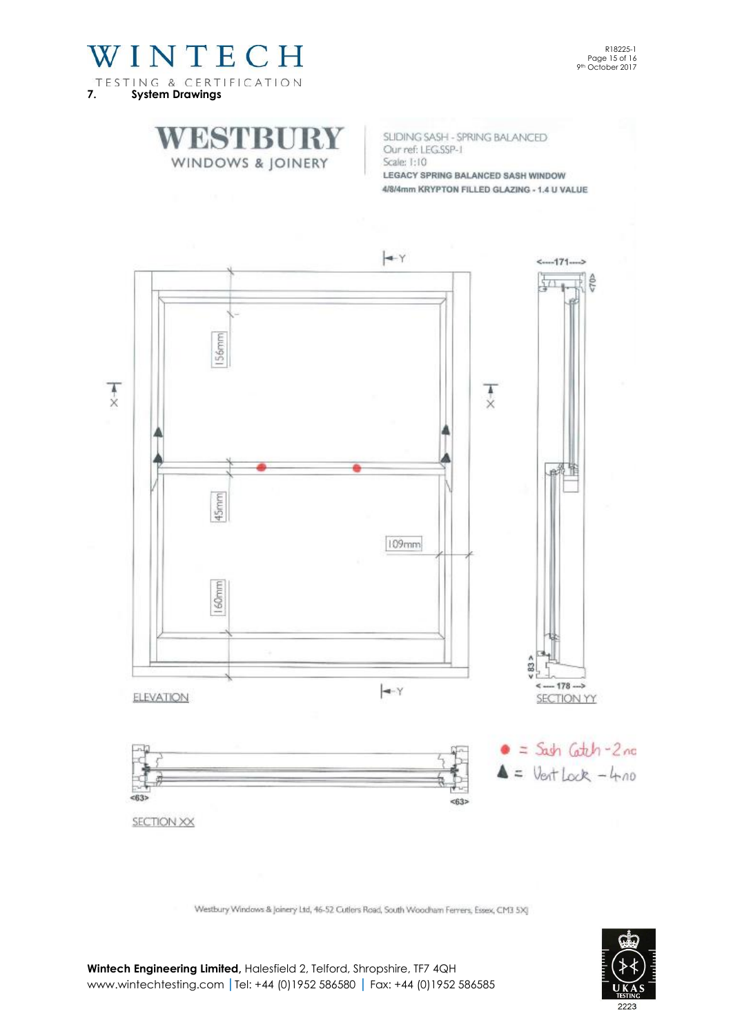## 7. System Drawings

**WESTBURY**
WINDOWS & JOINERY

SLIDING SASH - SPRING BALANCED
Our ref: LEG.SSP-1
Scale: 1:10
**LEGACY SPRING BALANCED SASH WINDOW**
**4/8/4mm KRYPTON FILLED GLAZING - 1.4 U VALUE**

156mm

45mm

160mm

109mm

<----171---->

<70>

< 83 >

<---- 178 --->

ELEVATION

SECTION YY

<63>

<63>

SECTION XX

● = Sash Catch - 2no

▲ = Vent Lock - 4no

Westbury Windows & Joinery Ltd, 46-52 Cutlers Road, South Woodham Ferrers, Essex, CM3 5XJ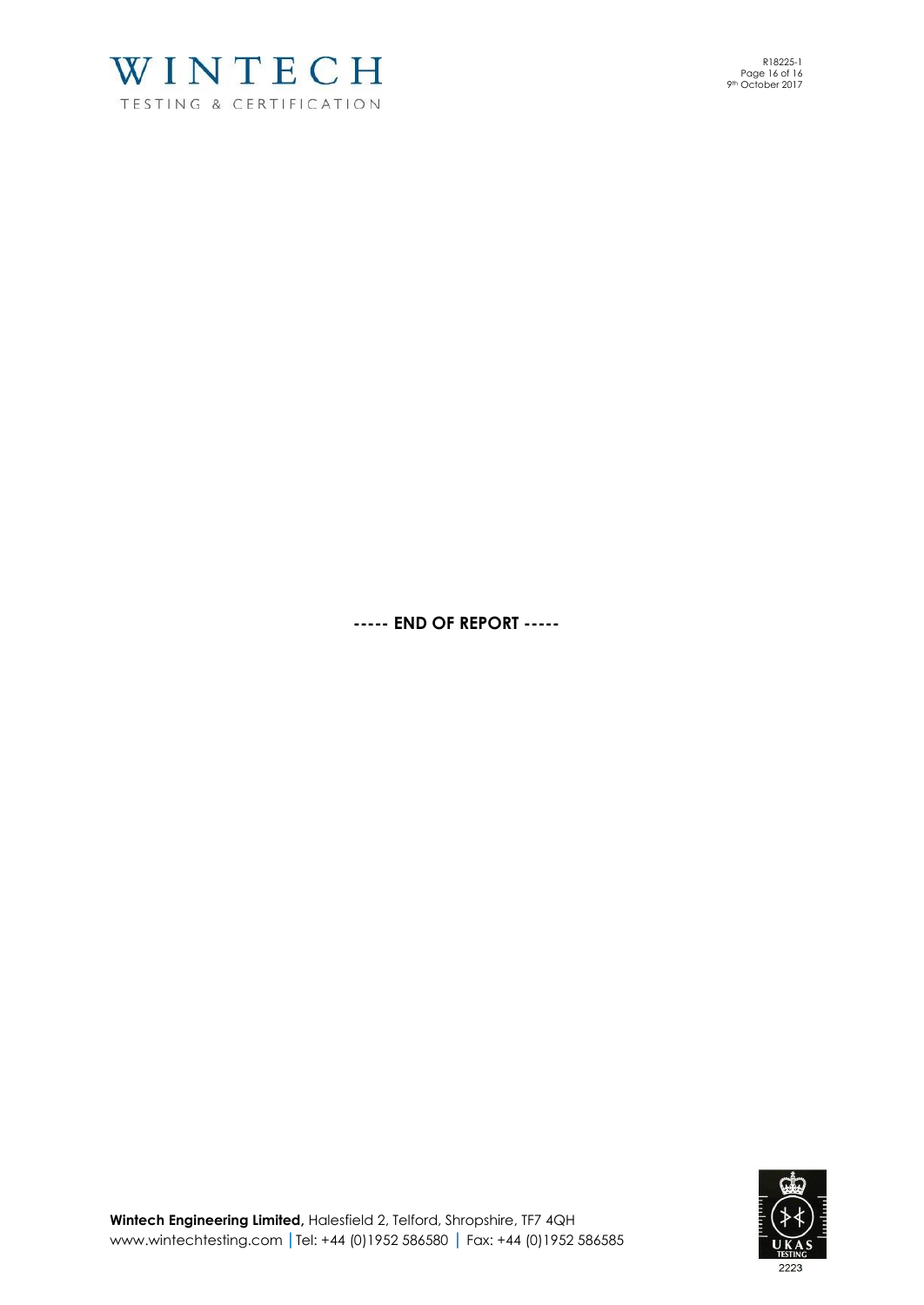**----- END OF REPORT -----**